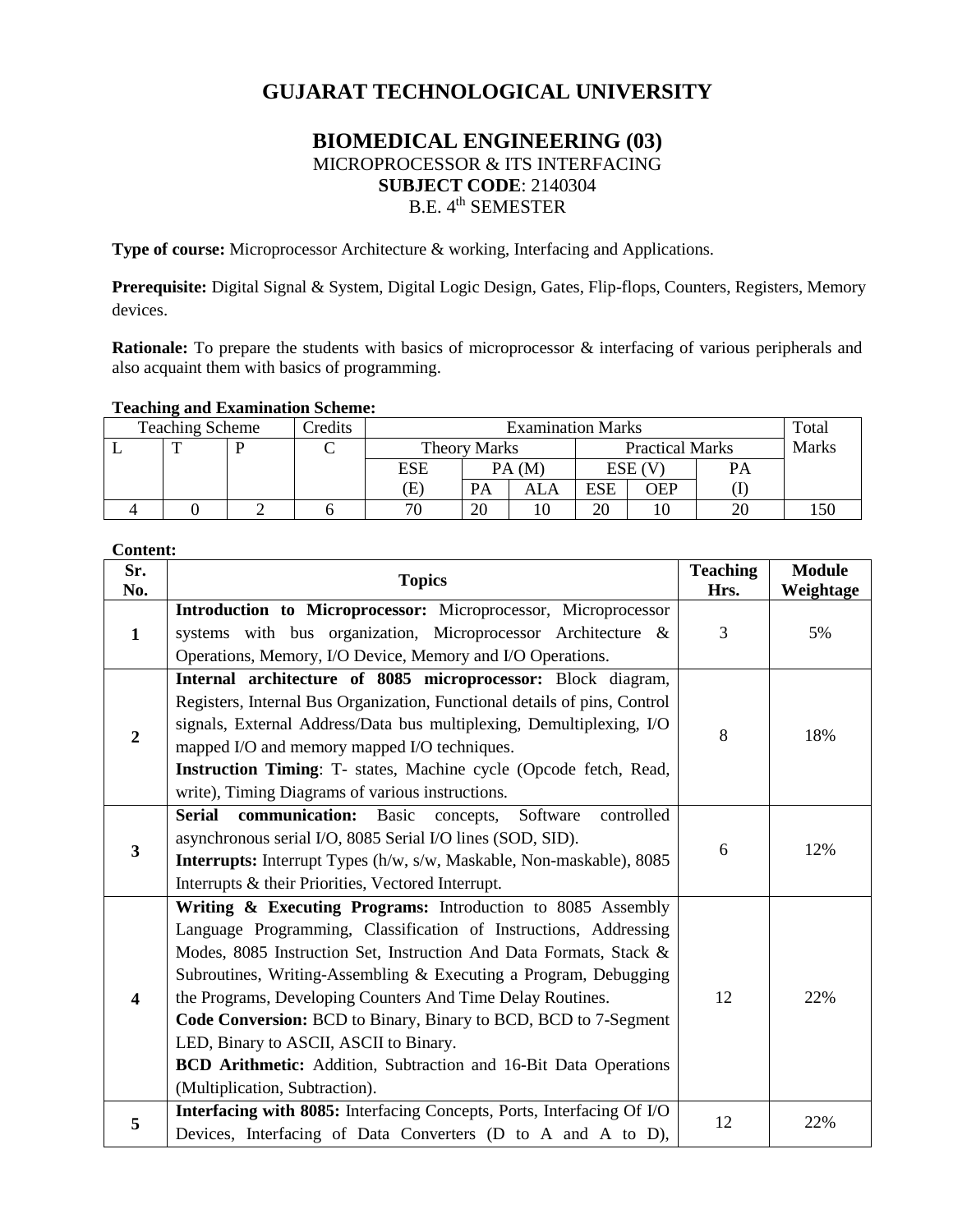# GUJARAT TECHNOLOGICAL UNIVERSITY

## BIOMEDICAL ENGINEERING (03)

MICROPROCESSOR & ITS INTERFACING

**SUBJECT CODE**: 2140304

B.E. 4th SEMESTER

**Type of course:** Microprocessor Architecture & working, Interfacing and Applications.

**Prerequisite:** Digital Signal & System, Digital Logic Design, Gates, Flip-flops, Counters, Registers, Memory devices.

**Rationale:** To prepare the students with basics of microprocessor & interfacing of various peripherals and also acquaint them with basics of programming.

**Teaching and Examination Scheme:**

| Teaching Scheme | | | Credits | Examination Marks | | | | | | Total Marks |
|---|---|---|---|---|---|---|---|---|---|---|
| L | T | P | C | Theory Marks | | | Practical Marks | | | |
| | | | | ESE (E) | PA (M) | | ESE (V) | | PA (I) | |
| | | | | | PA | ALA | ESE | OEP | | |
| 4 | 0 | 2 | 6 | 70 | 20 | 10 | 20 | 10 | 20 | 150 |

**Content:**

| Sr. No. | Topics | Teaching Hrs. | Module Weightage |
|---|---|---|---|
| 1 | **Introduction to Microprocessor:** Microprocessor, Microprocessor systems with bus organization, Microprocessor Architecture & Operations, Memory, I/O Device, Memory and I/O Operations. | 3 | 5% |
| 2 | **Internal architecture of 8085 microprocessor:** Block diagram, Registers, Internal Bus Organization, Functional details of pins, Control signals, External Address/Data bus multiplexing, Demultiplexing, I/O mapped I/O and memory mapped I/O techniques.<br>**Instruction Timing**: T- states, Machine cycle (Opcode fetch, Read, write), Timing Diagrams of various instructions. | 8 | 18% |
| 3 | **Serial communication:** Basic concepts, Software controlled asynchronous serial I/O, 8085 Serial I/O lines (SOD, SID).<br>**Interrupts:** Interrupt Types (h/w, s/w, Maskable, Non-maskable), 8085 Interrupts & their Priorities, Vectored Interrupt. | 6 | 12% |
| 4 | **Writing & Executing Programs:** Introduction to 8085 Assembly Language Programming, Classification of Instructions, Addressing Modes, 8085 Instruction Set, Instruction And Data Formats, Stack & Subroutines, Writing-Assembling & Executing a Program, Debugging the Programs, Developing Counters And Time Delay Routines.<br>**Code Conversion:** BCD to Binary, Binary to BCD, BCD to 7-Segment LED, Binary to ASCII, ASCII to Binary.<br>**BCD Arithmetic:** Addition, Subtraction and 16-Bit Data Operations (Multiplication, Subtraction). | 12 | 22% |
| 5 | **Interfacing with 8085:** Interfacing Concepts, Ports, Interfacing Of I/O Devices, Interfacing of Data Converters (D to A and A to D), | 12 | 22% |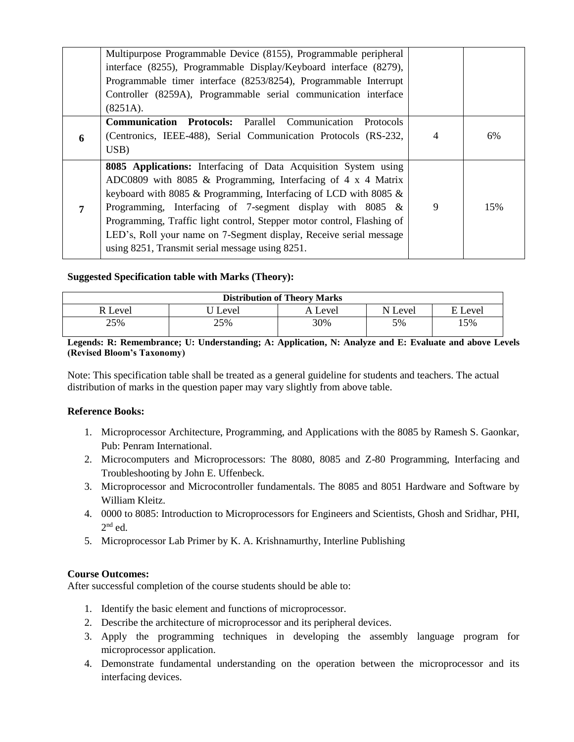|   | Multipurpose Programmable Device (8155), Programmable peripheral interface (8255), Programmable Display/Keyboard interface (8279), Programmable timer interface (8253/8254), Programmable Interrupt Controller (8259A), Programmable serial communication interface (8251A). |   |   |
|---|---|---|---|
| **6** | **Communication Protocols:** Parallel Communication Protocols (Centronics, IEEE-488), Serial Communication Protocols (RS-232, USB) | 4 | 6% |
| **7** | **8085 Applications:** Interfacing of Data Acquisition System using ADC0809 with 8085 & Programming, Interfacing of 4 x 4 Matrix keyboard with 8085 & Programming, Interfacing of LCD with 8085 & Programming, Interfacing of 7-segment display with 8085 & Programming, Traffic light control, Stepper motor control, Flashing of LED's, Roll your name on 7-Segment display, Receive serial message using 8251, Transmit serial message using 8251. | 9 | 15% |

**Suggested Specification table with Marks (Theory):**

| **Distribution of Theory Marks** | | | | |
|---|---|---|---|---|
| R Level | U Level | A Level | N Level | E Level |
| 25% | 25% | 30% | 5% | 15% |

**Legends: R: Remembrance; U: Understanding; A: Application, N: Analyze and E: Evaluate and above Levels (Revised Bloom's Taxonomy)**

Note: This specification table shall be treated as a general guideline for students and teachers. The actual distribution of marks in the question paper may vary slightly from above table.

**Reference Books:**

1. Microprocessor Architecture, Programming, and Applications with the 8085 by Ramesh S. Gaonkar, Pub: Penram International.
2. Microcomputers and Microprocessors: The 8080, 8085 and Z-80 Programming, Interfacing and Troubleshooting by John E. Uffenbeck.
3. Microprocessor and Microcontroller fundamentals. The 8085 and 8051 Hardware and Software by William Kleitz.
4. 0000 to 8085: Introduction to Microprocessors for Engineers and Scientists, Ghosh and Sridhar, PHI, 2nd ed.
5. Microprocessor Lab Primer by K. A. Krishnamurthy, Interline Publishing

**Course Outcomes:**

After successful completion of the course students should be able to:

1. Identify the basic element and functions of microprocessor.
2. Describe the architecture of microprocessor and its peripheral devices.
3. Apply the programming techniques in developing the assembly language program for microprocessor application.
4. Demonstrate fundamental understanding on the operation between the microprocessor and its interfacing devices.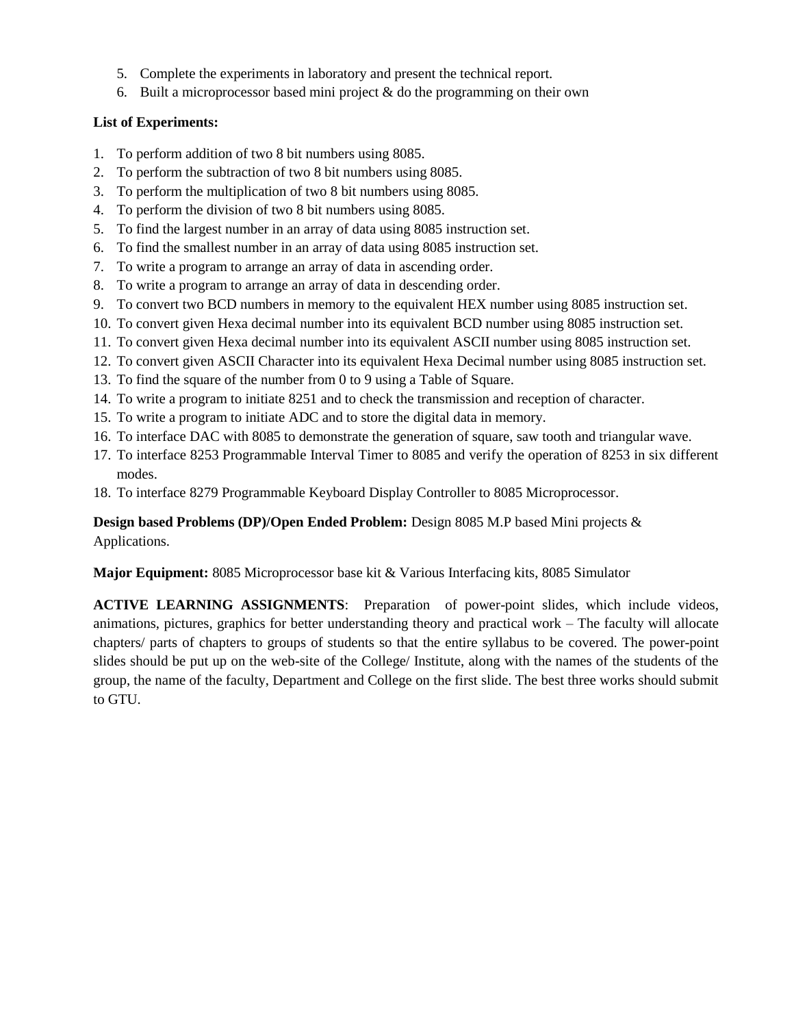5. Complete the experiments in laboratory and present the technical report.
6. Built a microprocessor based mini project & do the programming on their own

**List of Experiments:**

1. To perform addition of two 8 bit numbers using 8085.
2. To perform the subtraction of two 8 bit numbers using 8085.
3. To perform the multiplication of two 8 bit numbers using 8085.
4. To perform the division of two 8 bit numbers using 8085.
5. To find the largest number in an array of data using 8085 instruction set.
6. To find the smallest number in an array of data using 8085 instruction set.
7. To write a program to arrange an array of data in ascending order.
8. To write a program to arrange an array of data in descending order.
9. To convert two BCD numbers in memory to the equivalent HEX number using 8085 instruction set.
10. To convert given Hexa decimal number into its equivalent BCD number using 8085 instruction set.
11. To convert given Hexa decimal number into its equivalent ASCII number using 8085 instruction set.
12. To convert given ASCII Character into its equivalent Hexa Decimal number using 8085 instruction set.
13. To find the square of the number from 0 to 9 using a Table of Square.
14. To write a program to initiate 8251 and to check the transmission and reception of character.
15. To write a program to initiate ADC and to store the digital data in memory.
16. To interface DAC with 8085 to demonstrate the generation of square, saw tooth and triangular wave.
17. To interface 8253 Programmable Interval Timer to 8085 and verify the operation of 8253 in six different modes.
18. To interface 8279 Programmable Keyboard Display Controller to 8085 Microprocessor.

**Design based Problems (DP)/Open Ended Problem:** Design 8085 M.P based Mini projects & Applications.

**Major Equipment:** 8085 Microprocessor base kit & Various Interfacing kits, 8085 Simulator

**ACTIVE LEARNING ASSIGNMENTS**: Preparation of power-point slides, which include videos, animations, pictures, graphics for better understanding theory and practical work – The faculty will allocate chapters/ parts of chapters to groups of students so that the entire syllabus to be covered. The power-point slides should be put up on the web-site of the College/ Institute, along with the names of the students of the group, the name of the faculty, Department and College on the first slide. The best three works should submit to GTU.